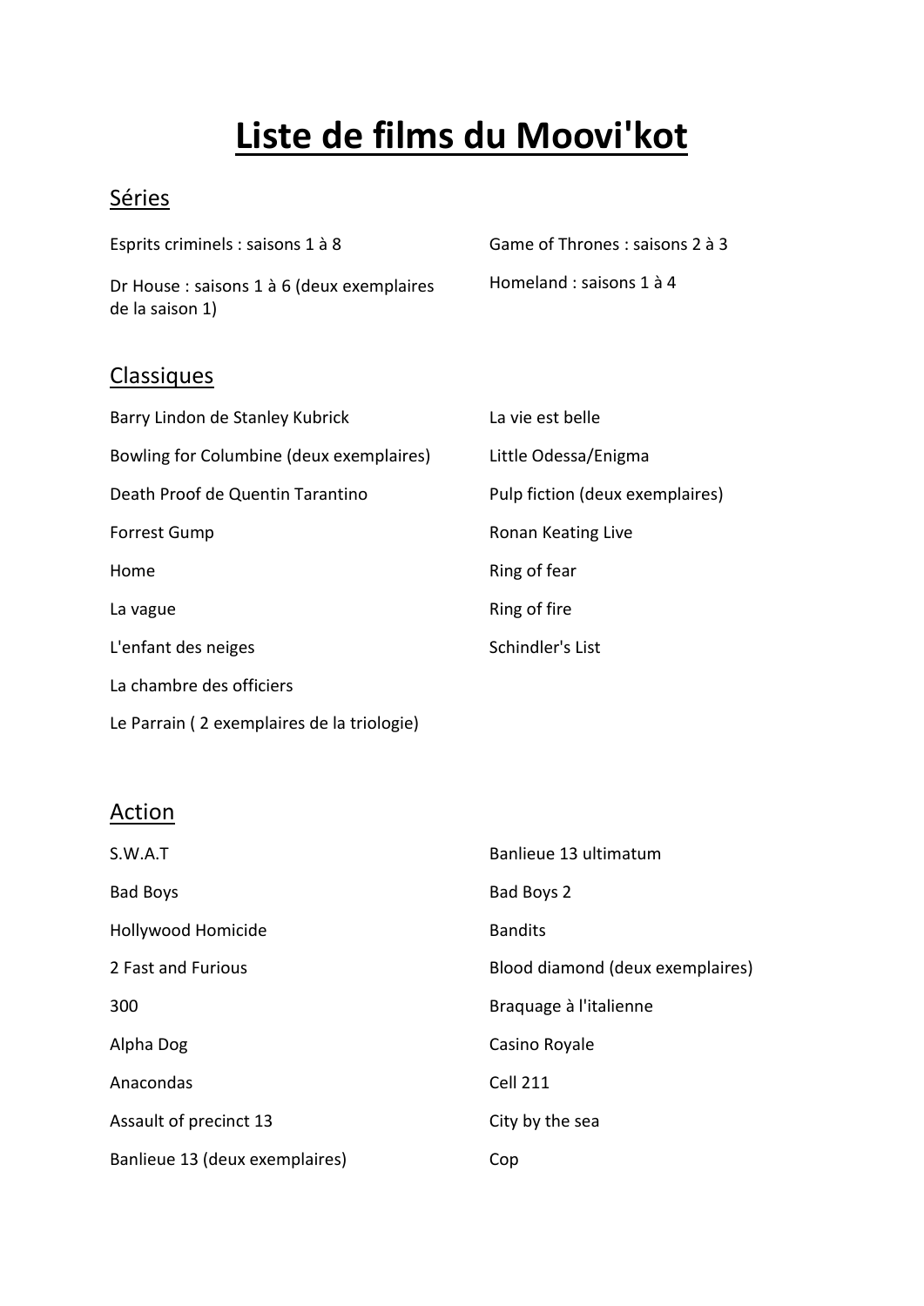# Liste de films du Moovi'kot

## Séries

Esprits criminels : saisons 1 à 8

Dr House : saisons 1 à 6 (deux exemplaires de la saison 1)

Game of Thrones : saisons 2 à 3

Homeland : saisons 1 à 4

## Classiques

Barry Lindon de Stanley Kubrick

Bowling for Columbine (deux exemplaires)

Death Proof de Quentin Tarantino

Forrest Gump

Home

La vague

L'enfant des neiges

La chambre des officiers

Le Parrain ( 2 exemplaires de la triologie)

La vie est belle

Little Odessa/Enigma

Pulp fiction (deux exemplaires)

Ronan Keating Live

Ring of fear

Ring of fire

Schindler's List

## Action

S.W.A.T

Bad Boys

Hollywood Homicide

2 Fast and Furious

300

Alpha Dog

Anacondas

Assault of precinct 13

Banlieue 13 (deux exemplaires)

Banlieue 13 ultimatum

Bad Boys 2

Bandits

Blood diamond (deux exemplaires)

Braquage à l'italienne

Casino Royale

Cell 211

City by the sea

Cop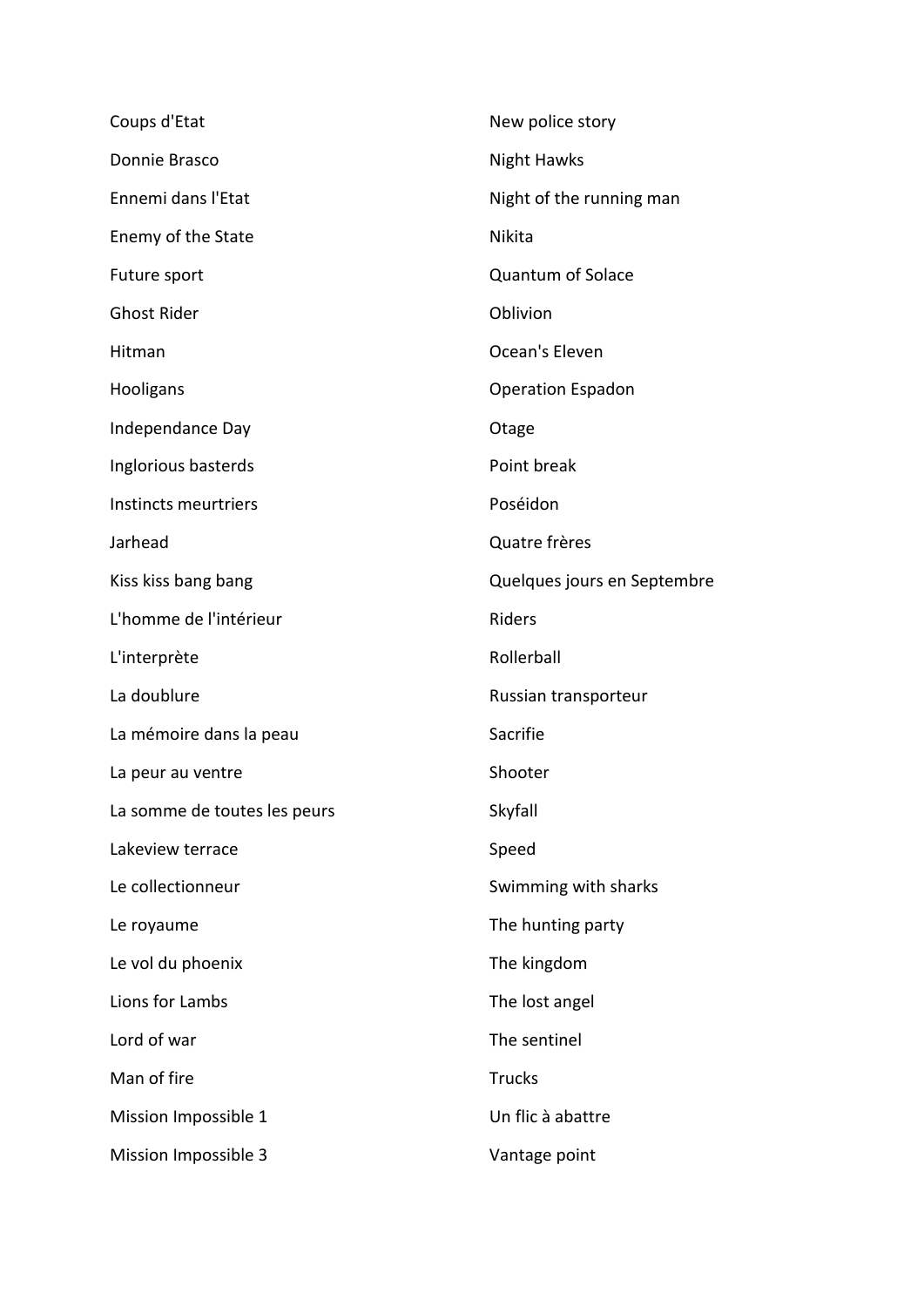Coups d'Etat

Donnie Brasco

Ennemi dans l'Etat

Enemy of the State

Future sport

Ghost Rider

Hitman

Hooligans

Independance Day

Inglorious basterds

Instincts meurtriers

Jarhead

Kiss kiss bang bang

L'homme de l'intérieur

L'interprète

La doublure

La mémoire dans la peau

La peur au ventre

La somme de toutes les peurs

Lakeview terrace

Le collectionneur

Le royaume

Le vol du phoenix

Lions for Lambs

Lord of war

Man of fire

Mission Impossible 1

Mission Impossible 3

New police story

Night Hawks

Night of the running man

Nikita

Quantum of Solace

Oblivion

Ocean's Eleven

Operation Espadon

Otage

Point break

Poséidon

Quatre frères

Quelques jours en Septembre

Riders

Rollerball

Russian transporteur

Sacrifie

Shooter

Skyfall

Speed

Swimming with sharks

The hunting party

The kingdom

The lost angel

The sentinel

Trucks

Un flic à abattre

Vantage point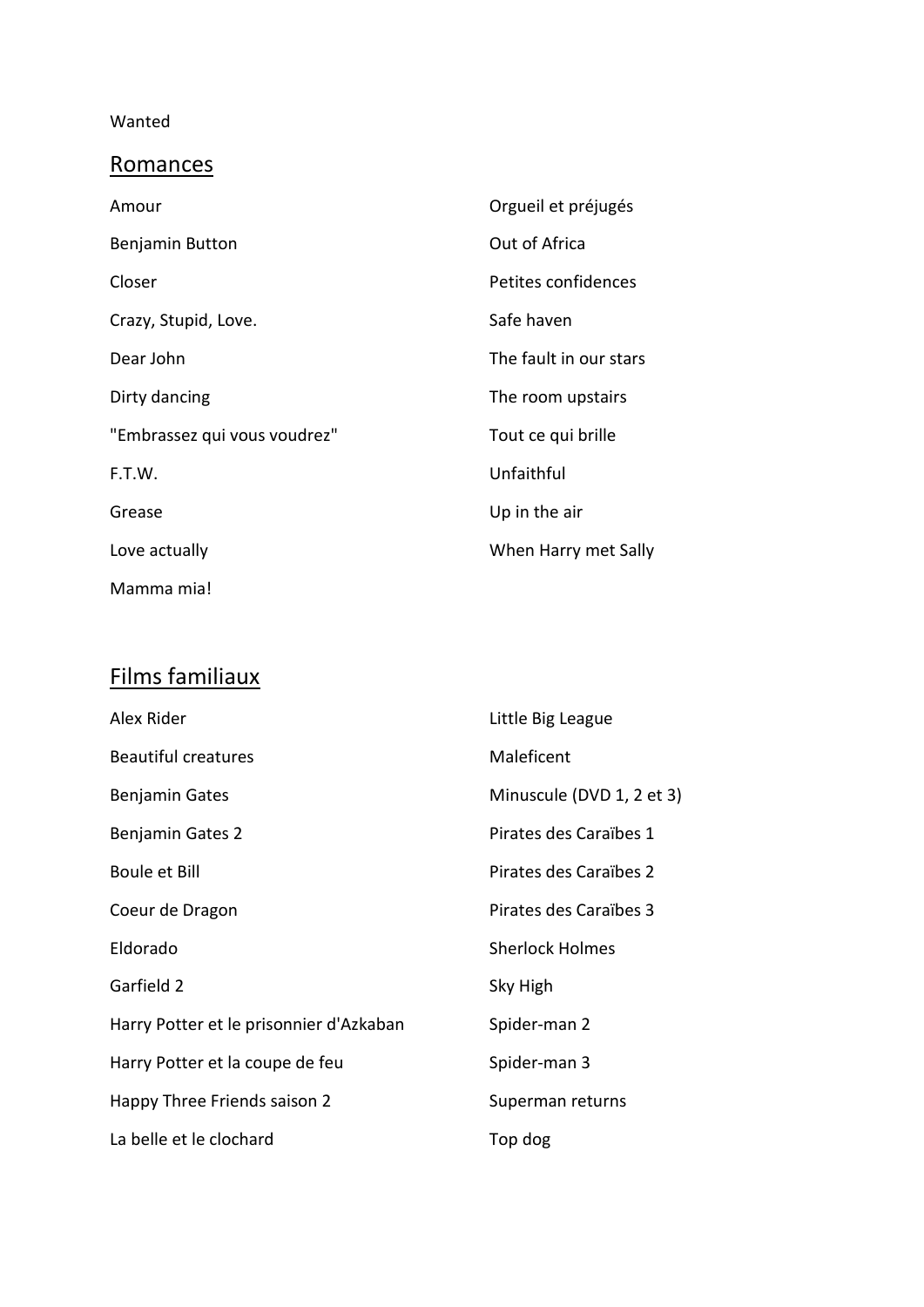Wanted

## Romances

Amour

Benjamin Button

Closer

Crazy, Stupid, Love.

Dear John

Dirty dancing

"Embrassez qui vous voudrez"

F.T.W.

Grease

Love actually

Mamma mia!

Orgueil et préjugés

Out of Africa

Petites confidences

Safe haven

The fault in our stars

The room upstairs

Tout ce qui brille

Unfaithful

Up in the air

When Harry met Sally

## Films familiaux

Alex Rider

Beautiful creatures

Benjamin Gates

Benjamin Gates 2

Boule et Bill

Coeur de Dragon

Eldorado

Garfield 2

Harry Potter et le prisonnier d'Azkaban

Harry Potter et la coupe de feu

Happy Three Friends saison 2

La belle et le clochard

Little Big League

Maleficent

Minuscule (DVD 1, 2 et 3)

Pirates des Caraïbes 1

Pirates des Caraïbes 2

Pirates des Caraïbes 3

Sherlock Holmes

Sky High

Spider-man 2

Spider-man 3

Superman returns

Top dog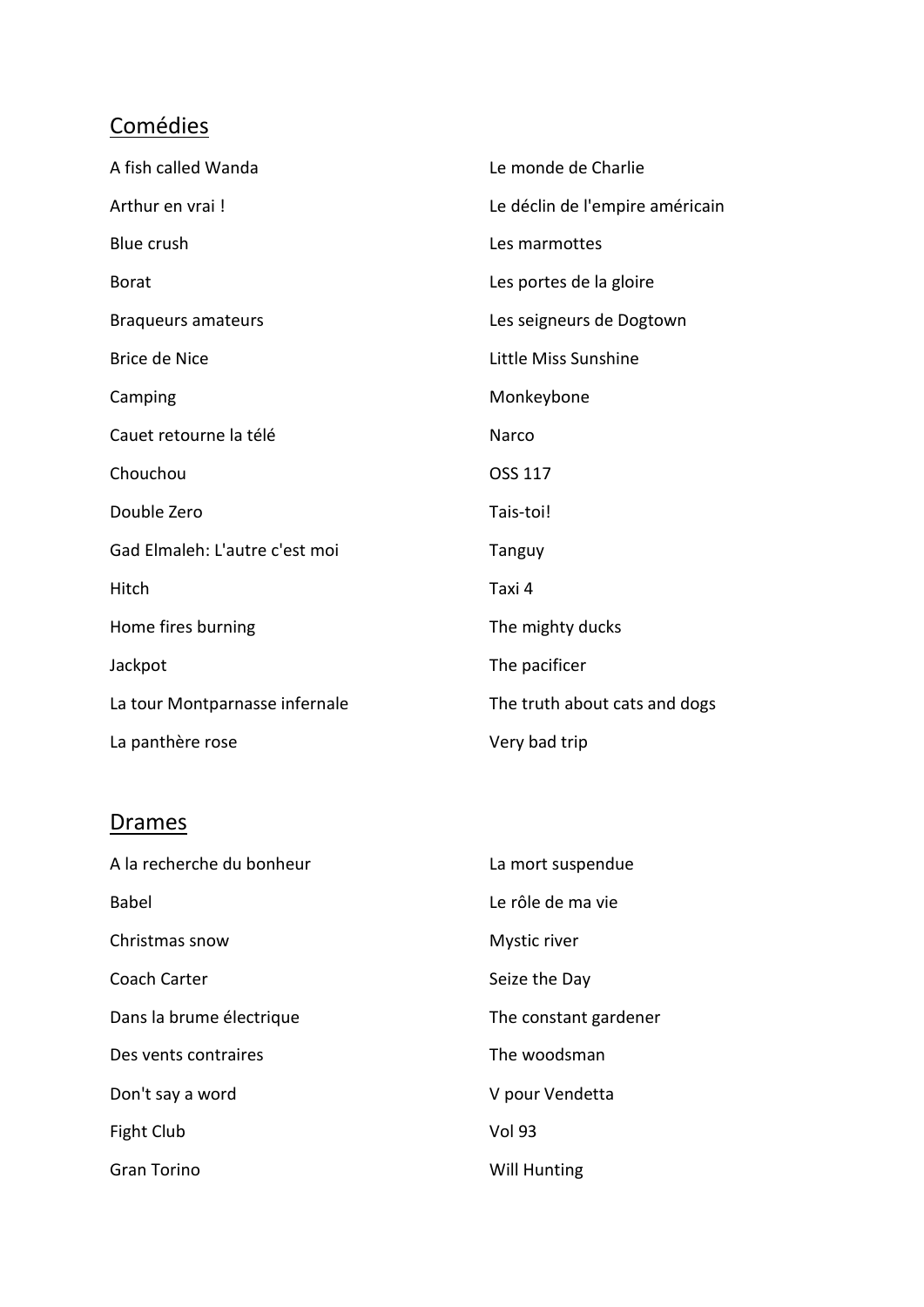## Comédies

A fish called Wanda

Arthur en vrai !

Blue crush

Borat

Braqueurs amateurs

Brice de Nice

Camping

Cauet retourne la télé

Chouchou

Double Zero

Gad Elmaleh: L'autre c'est moi

Hitch

Home fires burning

Jackpot

La tour Montparnasse infernale

La panthère rose

Le monde de Charlie

Le déclin de l'empire américain

Les marmottes

Les portes de la gloire

Les seigneurs de Dogtown

Little Miss Sunshine

Monkeybone

Narco

OSS 117

Tais-toi!

Tanguy

Taxi 4

The mighty ducks

The pacificer

The truth about cats and dogs

Very bad trip

## Drames

A la recherche du bonheur

Babel

Christmas snow

Coach Carter

Dans la brume électrique

Des vents contraires

Don't say a word

Fight Club

Gran Torino

La mort suspendue

Le rôle de ma vie

Mystic river

Seize the Day

The constant gardener

The woodsman

V pour Vendetta

Vol 93

Will Hunting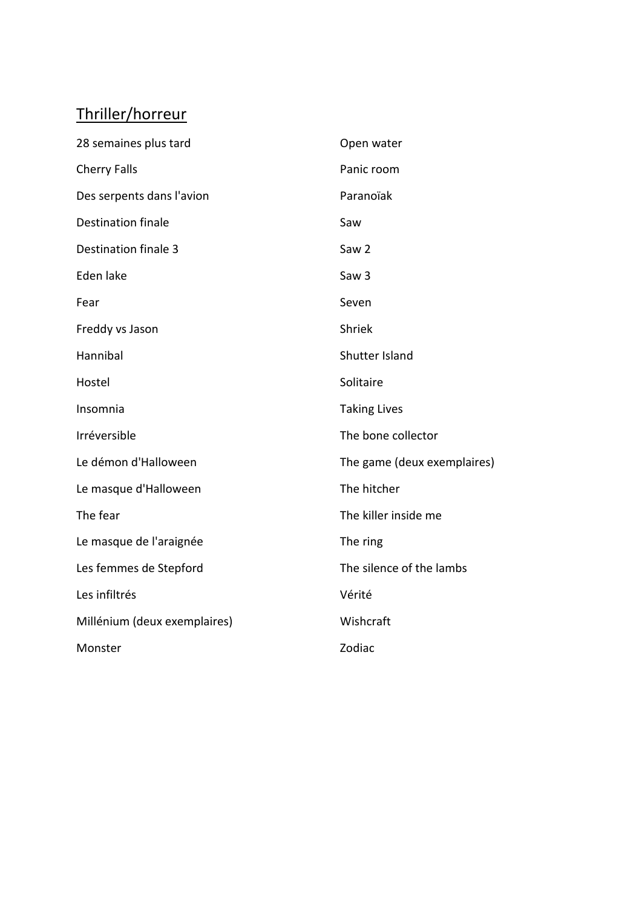## Thriller/horreur

- 28 semaines plus tard
- Cherry Falls
- Des serpents dans l'avion
- Destination finale
- Destination finale 3
- Eden lake
- Fear
- Freddy vs Jason
- Hannibal
- Hostel
- Insomnia
- Irréversible
- Le démon d'Halloween
- Le masque d'Halloween
- The fear
- Le masque de l'araignée
- Les femmes de Stepford
- Les infiltrés
- Millénium (deux exemplaires)
- Monster
- Open water
- Panic room
- Paranoïak
- Saw
- Saw 2
- Saw 3
- Seven
- Shriek
- Shutter Island
- Solitaire
- Taking Lives
- The bone collector
- The game (deux exemplaires)
- The hitcher
- The killer inside me
- The ring
- The silence of the lambs
- Vérité
- Wishcraft
- Zodiac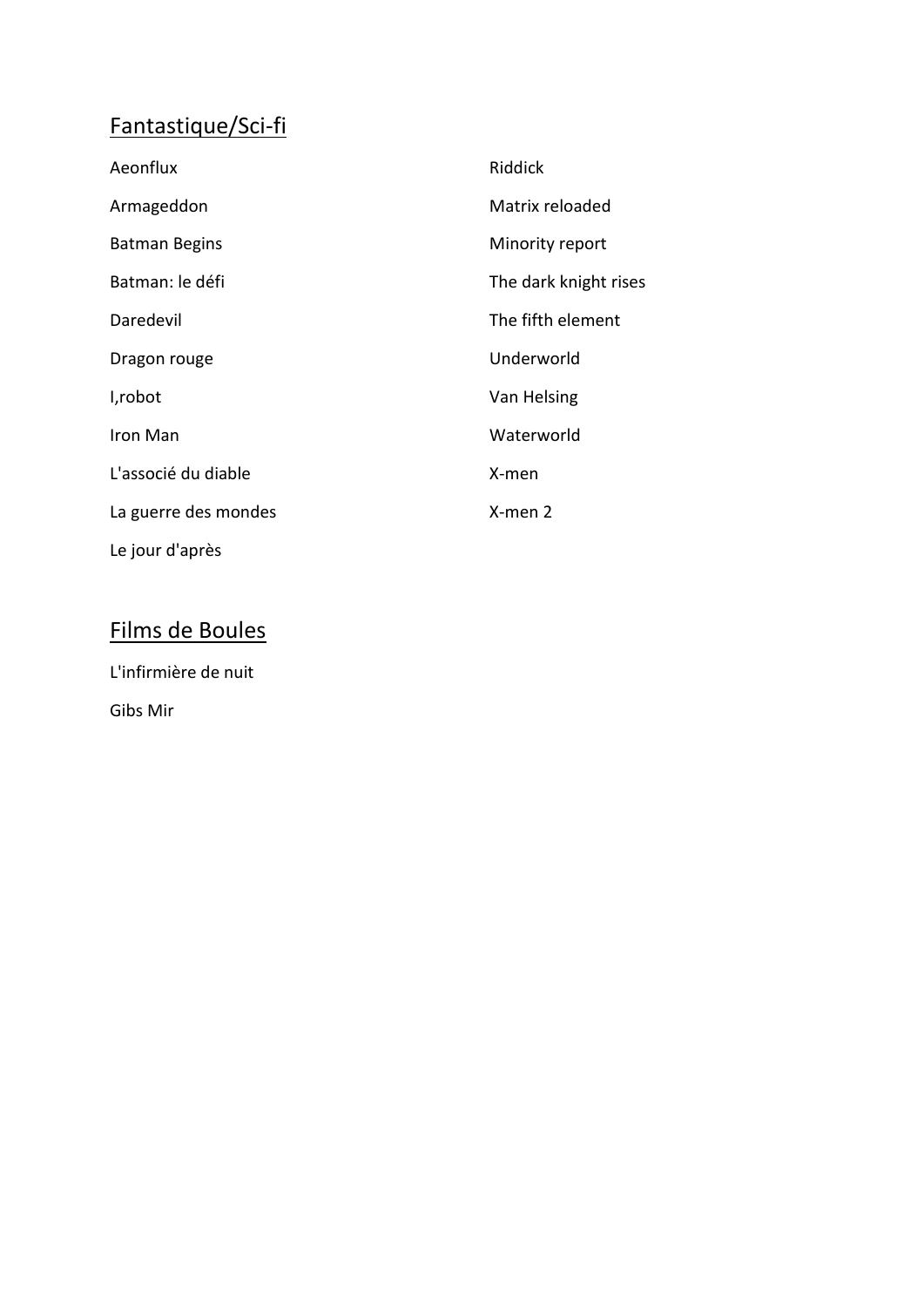## Fantastique/Sci-fi

Aeonflux

Armageddon

Batman Begins

Batman: le défi

Daredevil

Dragon rouge

I,robot

Iron Man

L'associé du diable

La guerre des mondes

Le jour d'après

Riddick

Matrix reloaded

Minority report

The dark knight rises

The fifth element

Underworld

Van Helsing

Waterworld

X-men

X-men 2

## Films de Boules

L'infirmière de nuit

Gibs Mir